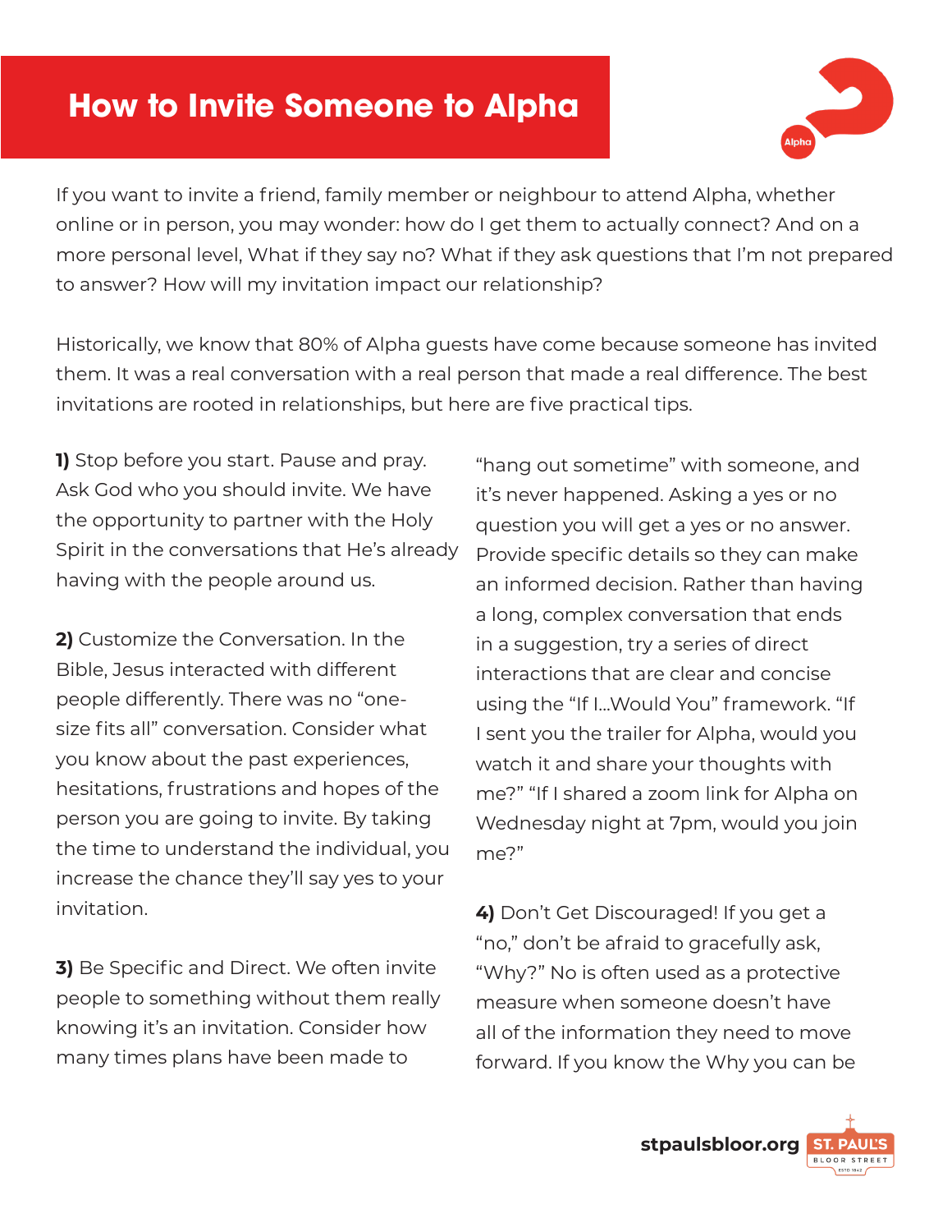# How to Invite Someone to Alpha

If you want to invite a friend, family member or neighbour to attend Alpha, whether online or in person, you may wonder: how do I get them to actually connect? And on a more personal level, What if they say no? What if they ask questions that I'm not prepared to answer? How will my invitation impact our relationship?

Historically, we know that 80% of Alpha guests have come because someone has invited them. It was a real conversation with a real person that made a real difference. The best invitations are rooted in relationships, but here are five practical tips.

**1)** Stop before you start. Pause and pray. Ask God who you should invite. We have the opportunity to partner with the Holy Spirit in the conversations that He's already having with the people around us.

**2)** Customize the Conversation. In the Bible, Jesus interacted with different people differently. There was no "one-size fits all" conversation. Consider what you know about the past experiences, hesitations, frustrations and hopes of the person you are going to invite. By taking the time to understand the individual, you increase the chance they'll say yes to your invitation.

**3)** Be Specific and Direct. We often invite people to something without them really knowing it's an invitation. Consider how many times plans have been made to "hang out sometime" with someone, and it's never happened. Asking a yes or no question you will get a yes or no answer. Provide specific details so they can make an informed decision. Rather than having a long, complex conversation that ends in a suggestion, try a series of direct interactions that are clear and concise using the "If I...Would You" framework. "If I sent you the trailer for Alpha, would you watch it and share your thoughts with me?" "If I shared a zoom link for Alpha on Wednesday night at 7pm, would you join me?"

**4)** Don't Get Discouraged! If you get a "no," don't be afraid to gracefully ask, "Why?" No is often used as a protective measure when someone doesn't have all of the information they need to move forward. If you know the Why you can be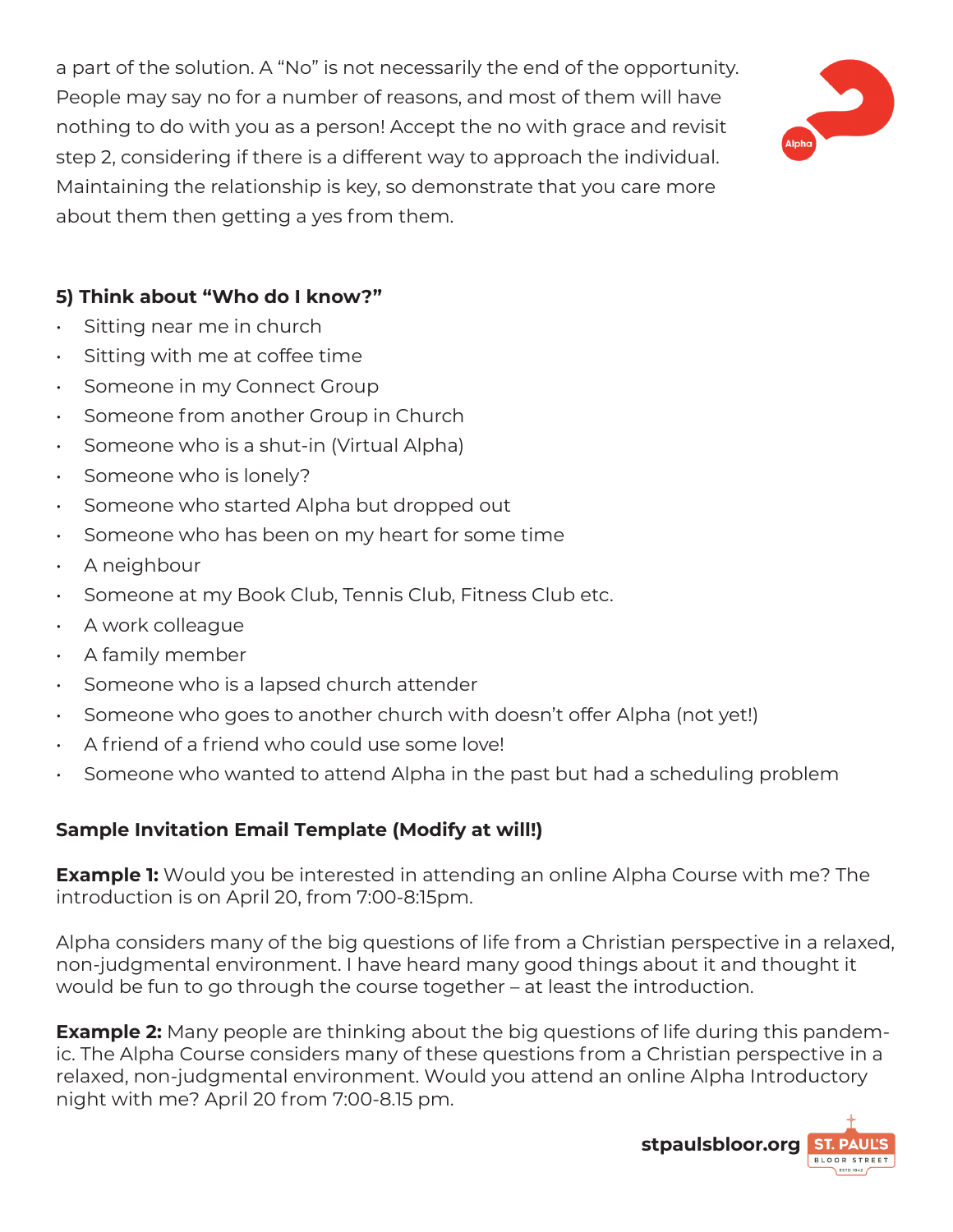a part of the solution. A "No" is not necessarily the end of the opportunity. People may say no for a number of reasons, and most of them will have nothing to do with you as a person! Accept the no with grace and revisit step 2, considering if there is a different way to approach the individual. Maintaining the relationship is key, so demonstrate that you care more about them then getting a yes from them.

**5) Think about "Who do I know?"**

- Sitting near me in church
- Sitting with me at coffee time
- Someone in my Connect Group
- Someone from another Group in Church
- Someone who is a shut-in (Virtual Alpha)
- Someone who is lonely?
- Someone who started Alpha but dropped out
- Someone who has been on my heart for some time
- A neighbour
- Someone at my Book Club, Tennis Club, Fitness Club etc.
- A work colleague
- A family member
- Someone who is a lapsed church attender
- Someone who goes to another church with doesn't offer Alpha (not yet!)
- A friend of a friend who could use some love!
- Someone who wanted to attend Alpha in the past but had a scheduling problem

**Sample Invitation Email Template (Modify at will!)**

**Example 1:** Would you be interested in attending an online Alpha Course with me? The introduction is on April 20, from 7:00-8:15pm.

Alpha considers many of the big questions of life from a Christian perspective in a relaxed, non-judgmental environment. I have heard many good things about it and thought it would be fun to go through the course together – at least the introduction.

**Example 2:** Many people are thinking about the big questions of life during this pandemic. The Alpha Course considers many of these questions from a Christian perspective in a relaxed, non-judgmental environment. Would you attend an online Alpha Introductory night with me? April 20 from 7:00-8.15 pm.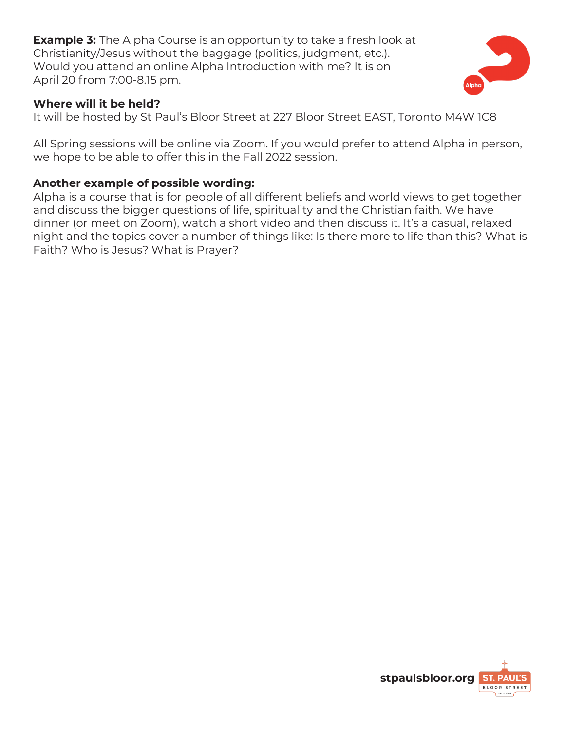**Example 3:** The Alpha Course is an opportunity to take a fresh look at Christianity/Jesus without the baggage (politics, judgment, etc.). Would you attend an online Alpha Introduction with me? It is on April 20 from 7:00-8.15 pm.

**Where will it be held?**
It will be hosted by St Paul's Bloor Street at 227 Bloor Street EAST, Toronto M4W 1C8

All Spring sessions will be online via Zoom. If you would prefer to attend Alpha in person, we hope to be able to offer this in the Fall 2022 session.

**Another example of possible wording:**
Alpha is a course that is for people of all different beliefs and world views to get together and discuss the bigger questions of life, spirituality and the Christian faith. We have dinner (or meet on Zoom), watch a short video and then discuss it. It's a casual, relaxed night and the topics cover a number of things like: Is there more to life than this? What is Faith? Who is Jesus? What is Prayer?